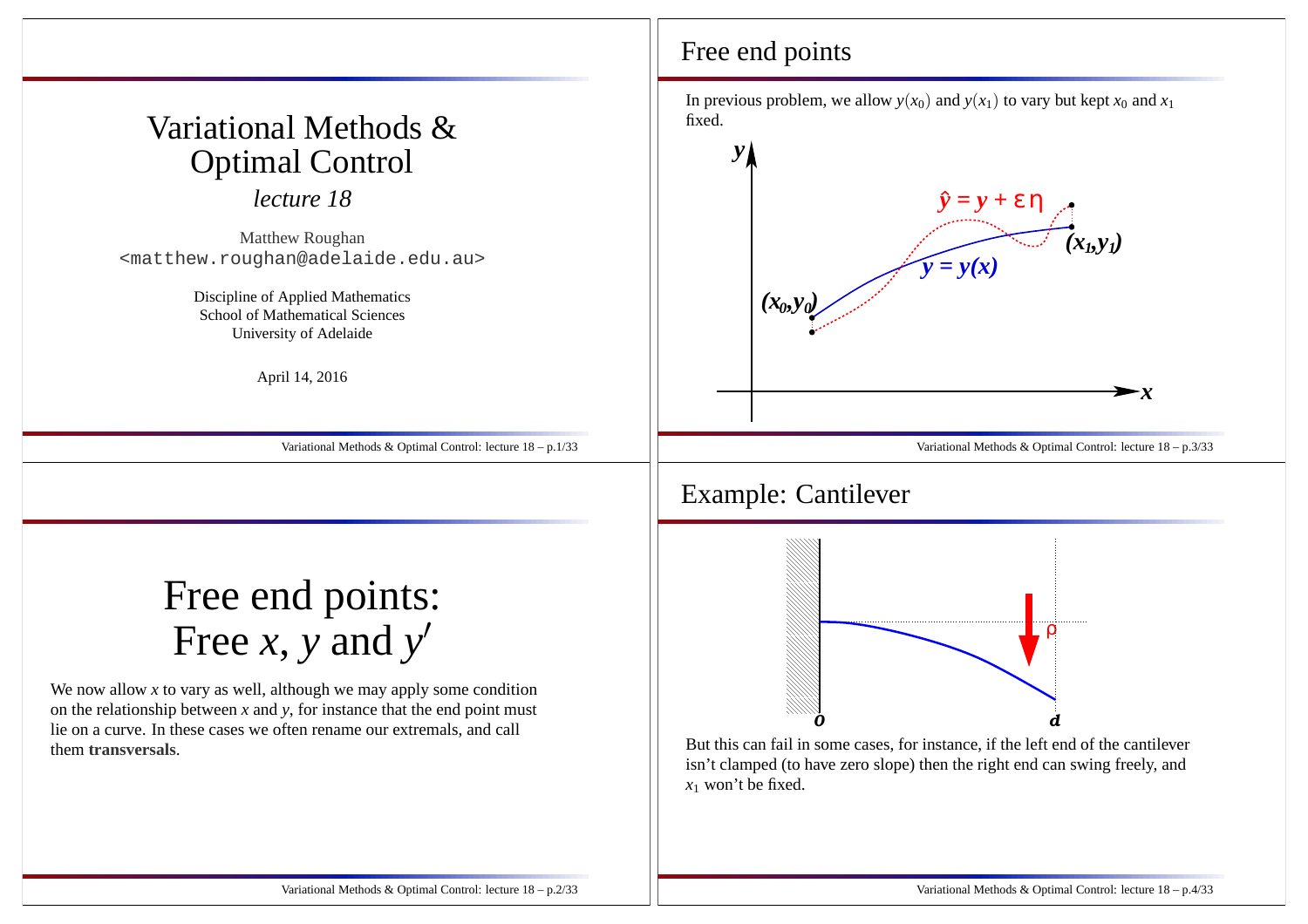# Variational Methods & Optimal Control

*lecture 18*

Matthew Roughan
<matthew.roughan@adelaide.edu.au>

Discipline of Applied Mathematics
School of Mathematical Sciences
University of Adelaide

April 14, 2016

# Free end points: Free $x$, $y$ and $y'$

We now allow $x$ to vary as well, although we may apply some condition on the relationship between $x$ and $y$, for instance that the end point must lie on a curve. In these cases we often rename our extremals, and call them **transversals**.

## Free end points

In previous problem, we allow $y(x_0)$ and $y(x_1)$ to vary but kept $x_0$ and $x_1$ fixed.

## Example: Cantilever

But this can fail in some cases, for instance, if the left end of the cantilever isn't clamped (to have zero slope) then the right end can swing freely, and $x_1$ won't be fixed.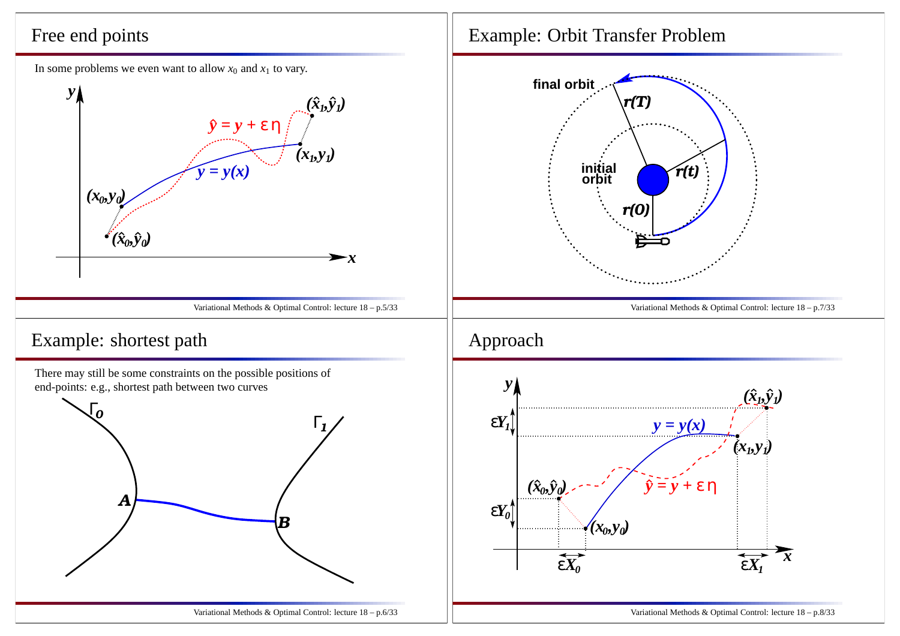## Free end points

In some problems we even want to allow $x_0$ and $x_1$ to vary.

## Example: shortest path

There may still be some constraints on the possible positions of end-points: e.g., shortest path between two curves

## Example: Orbit Transfer Problem

## Approach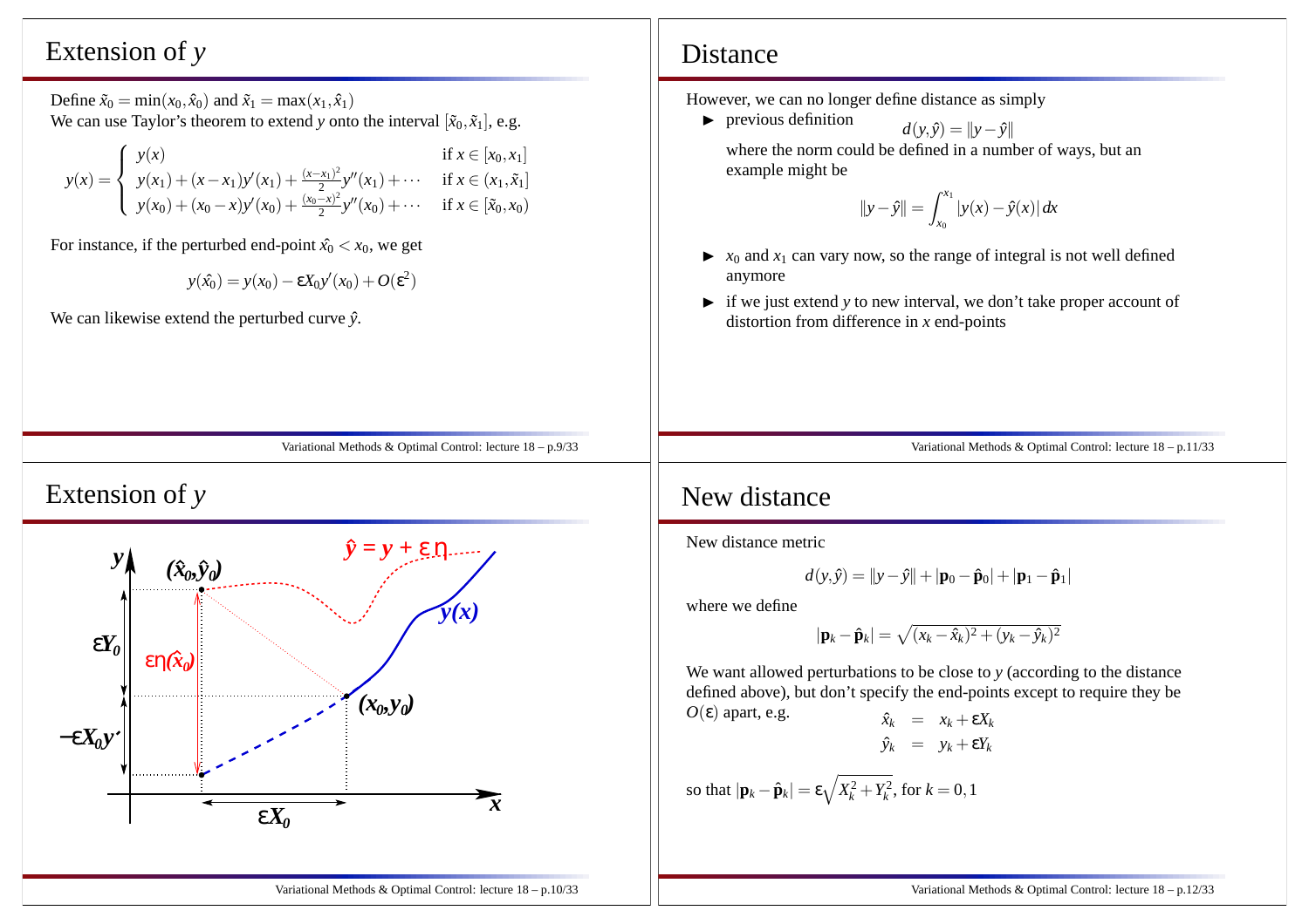## Extension of $y$

Define $\tilde{x}_0 = \min(x_0, \hat{x}_0)$ and $\tilde{x}_1 = \max(x_1, \hat{x}_1)$

We can use Taylor's theorem to extend $y$ onto the interval $[\tilde{x}_0, \tilde{x}_1]$, e.g.

$$y(x) = \begin{cases} y(x) & \text{if } x \in [x_0, x_1] \\ y(x_1) + (x - x_1)y'(x_1) + \frac{(x-x_1)^2}{2}y''(x_1) + \cdots & \text{if } x \in (x_1, \tilde{x}_1] \\ y(x_0) + (x_0 - x)y'(x_0) + \frac{(x_0-x)^2}{2}y''(x_0) + \cdots & \text{if } x \in [\tilde{x}_0, x_0) \end{cases}$$

For instance, if the perturbed end-point $\hat{x}_0 < x_0$, we get

$$y(\hat{x}_0) = y(x_0) - \varepsilon X_0 y'(x_0) + O(\varepsilon^2)$$

We can likewise extend the perturbed curve $\hat{y}$.

## Extension of $y$

## Distance

However, we can no longer define distance as simply

- previous definition
  $$d(y, \hat{y}) = \|y - \hat{y}\|$$
  where the norm could be defined in a number of ways, but an example might be
  $$\|y - \hat{y}\| = \int_{x_0}^{x_1} |y(x) - \hat{y}(x)|\, dx$$
- $x_0$ and $x_1$ can vary now, so the range of integral is not well defined anymore
- if we just extend $y$ to new interval, we don't take proper account of distortion from difference in $x$ end-points

## New distance

New distance metric

$$d(y, \hat{y}) = \|y - \hat{y}\| + |\mathbf{p}_0 - \hat{\mathbf{p}}_0| + |\mathbf{p}_1 - \hat{\mathbf{p}}_1|$$

where we define

$$|\mathbf{p}_k - \hat{\mathbf{p}}_k| = \sqrt{(x_k - \hat{x}_k)^2 + (y_k - \hat{y}_k)^2}$$

We want allowed perturbations to be close to $y$ (according to the distance defined above), but don't specify the end-points except to require they be $O(\varepsilon)$ apart, e.g.

$$\begin{aligned} \hat{x}_k &= x_k + \varepsilon X_k \\ \hat{y}_k &= y_k + \varepsilon Y_k \end{aligned}$$

so that $|\mathbf{p}_k - \hat{\mathbf{p}}_k| = \varepsilon\sqrt{X_k^2 + Y_k^2}$, for $k = 0, 1$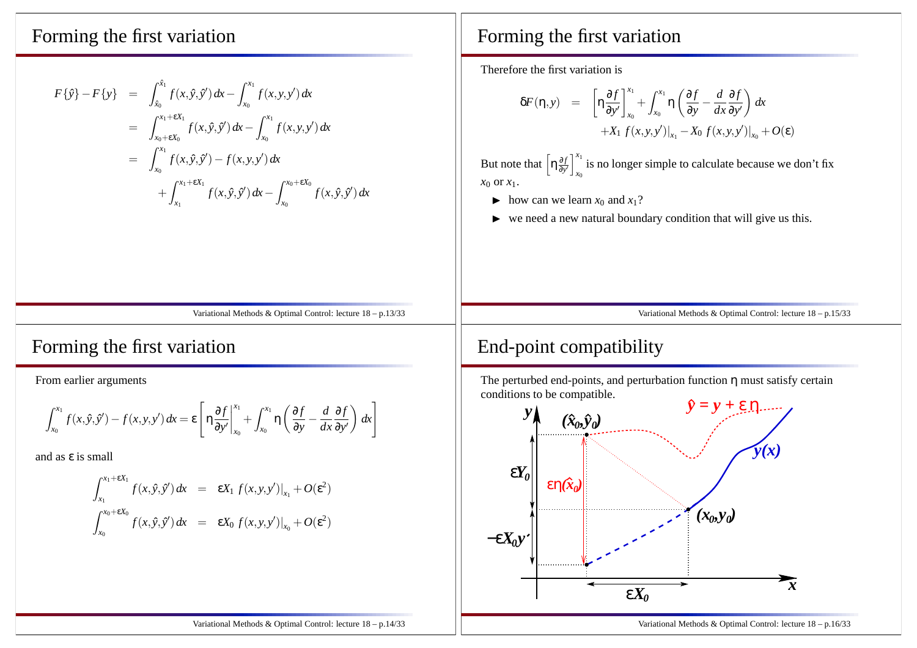## Forming the first variation

$$
\begin{aligned}
F\{\hat{y}\} - F\{y\} &= \int_{\hat{x}_0}^{\hat{x}_1} f(x,\hat{y},\hat{y}')\,dx - \int_{x_0}^{x_1} f(x,y,y')\,dx \\
&= \int_{x_0+\varepsilon X_0}^{x_1+\varepsilon X_1} f(x,\hat{y},\hat{y}')\,dx - \int_{x_0}^{x_1} f(x,y,y')\,dx \\
&= \int_{x_0}^{x_1} f(x,\hat{y},\hat{y}') - f(x,y,y')\,dx \\
&\quad + \int_{x_1}^{x_1+\varepsilon X_1} f(x,\hat{y},\hat{y}')\,dx - \int_{x_0}^{x_0+\varepsilon X_0} f(x,\hat{y},\hat{y}')\,dx
\end{aligned}
$$

## Forming the first variation

From earlier arguments

$$
\int_{x_0}^{x_1} f(x,\hat{y},\hat{y}') - f(x,y,y')\,dx = \varepsilon \left[ \eta \frac{\partial f}{\partial y'} \bigg|_{x_0}^{x_1} + \int_{x_0}^{x_1} \eta \left( \frac{\partial f}{\partial y} - \frac{d}{dx}\frac{\partial f}{\partial y'} \right) dx \right]
$$

and as $\varepsilon$ is small

$$
\begin{aligned}
\int_{x_1}^{x_1+\varepsilon X_1} f(x,\hat{y},\hat{y}')\,dx &= \varepsilon X_1 \, f(x,y,y')\big|_{x_1} + O(\varepsilon^2) \\
\int_{x_0}^{x_0+\varepsilon X_0} f(x,\hat{y},\hat{y}')\,dx &= \varepsilon X_0 \, f(x,y,y')\big|_{x_0} + O(\varepsilon^2)
\end{aligned}
$$

## Forming the first variation

Therefore the first variation is

$$
\begin{aligned}
\delta F(\eta, y) &= \left[ \eta \frac{\partial f}{\partial y'} \right]_{x_0}^{x_1} + \int_{x_0}^{x_1} \eta \left( \frac{\partial f}{\partial y} - \frac{d}{dx}\frac{\partial f}{\partial y'} \right) dx \\
&\quad + X_1 \, f(x,y,y')\big|_{x_1} - X_0 \, f(x,y,y')\big|_{x_0} + O(\varepsilon)
\end{aligned}
$$

But note that $\left[ \eta \frac{\partial f}{\partial y'} \right]_{x_0}^{x_1}$ is no longer simple to calculate because we don't fix $x_0$ or $x_1$.

- how can we learn $x_0$ and $x_1$?
- we need a new natural boundary condition that will give us this.

## End-point compatibility

The perturbed end-points, and perturbation function $\eta$ must satisfy certain conditions to be compatible.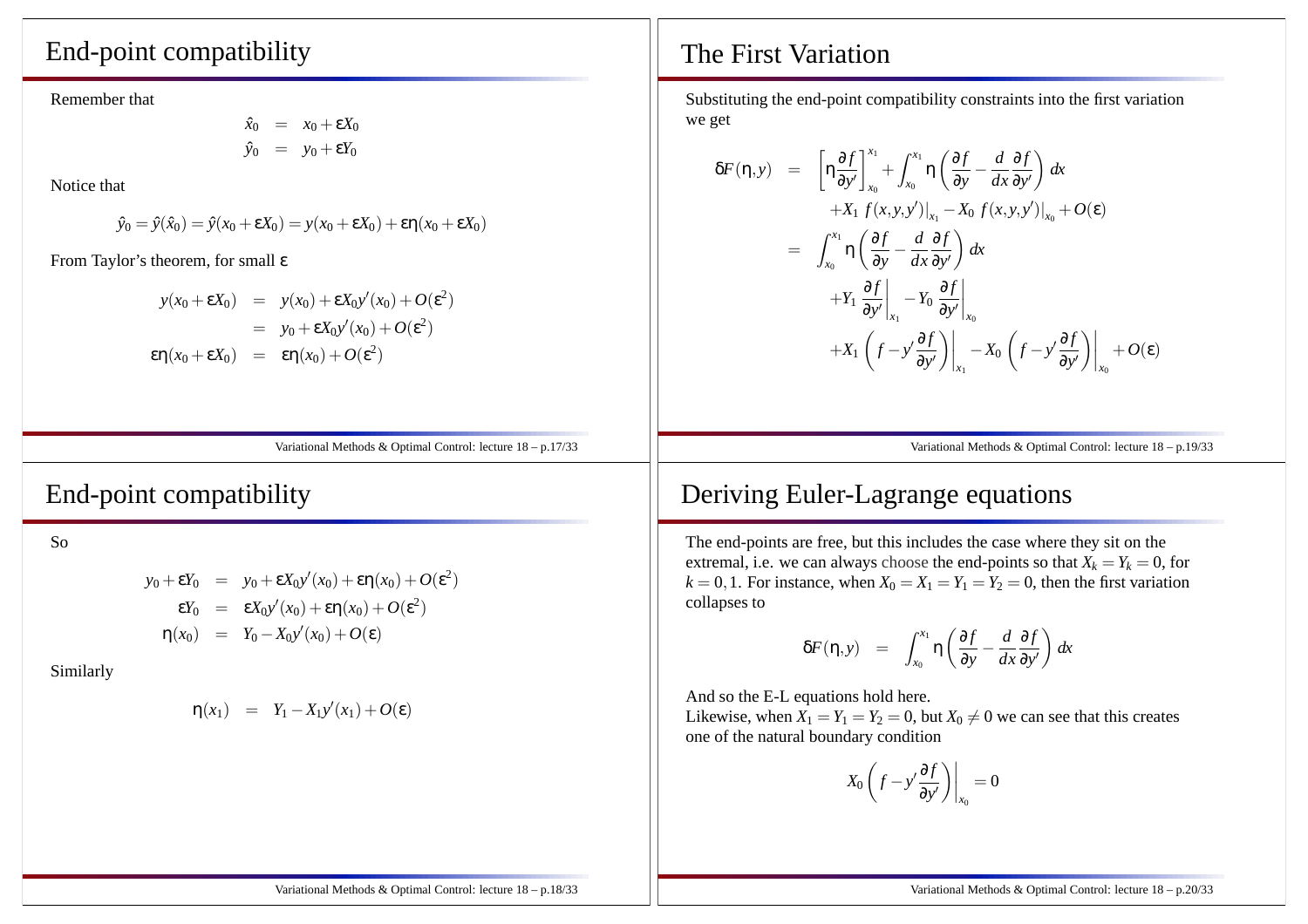## End-point compatibility

Remember that

$$
\begin{aligned}
\hat{x}_0 &= x_0 + \epsilon X_0 \\
\hat{y}_0 &= y_0 + \epsilon Y_0
\end{aligned}
$$

Notice that

$$
\hat{y}_0 = \hat{y}(\hat{x}_0) = \hat{y}(x_0 + \epsilon X_0) = y(x_0 + \epsilon X_0) + \epsilon \eta(x_0 + \epsilon X_0)
$$

From Taylor's theorem, for small $\epsilon$

$$
\begin{aligned}
y(x_0 + \epsilon X_0) &= y(x_0) + \epsilon X_0 y'(x_0) + O(\epsilon^2) \\
&= y_0 + \epsilon X_0 y'(x_0) + O(\epsilon^2) \\
\epsilon \eta(x_0 + \epsilon X_0) &= \epsilon \eta(x_0) + O(\epsilon^2)
\end{aligned}
$$

## End-point compatibility

So

$$
\begin{aligned}
y_0 + \epsilon Y_0 &= y_0 + \epsilon X_0 y'(x_0) + \epsilon \eta(x_0) + O(\epsilon^2) \\
\epsilon Y_0 &= \epsilon X_0 y'(x_0) + \epsilon \eta(x_0) + O(\epsilon^2) \\
\eta(x_0) &= Y_0 - X_0 y'(x_0) + O(\epsilon)
\end{aligned}
$$

Similarly

$$
\eta(x_1) = Y_1 - X_1 y'(x_1) + O(\epsilon)
$$

## The First Variation

Substituting the end-point compatibility constraints into the first variation we get

$$
\begin{aligned}
\delta F(\eta, y) &= \left[ \eta \frac{\partial f}{\partial y'} \right]_{x_0}^{x_1} + \int_{x_0}^{x_1} \eta \left( \frac{\partial f}{\partial y} - \frac{d}{dx} \frac{\partial f}{\partial y'} \right) dx \\
&\quad + X_1 \, f(x, y, y')\big|_{x_1} - X_0 \, f(x, y, y')\big|_{x_0} + O(\epsilon) \\
&= \int_{x_0}^{x_1} \eta \left( \frac{\partial f}{\partial y} - \frac{d}{dx} \frac{\partial f}{\partial y'} \right) dx \\
&\quad + Y_1 \left. \frac{\partial f}{\partial y'} \right|_{x_1} - Y_0 \left. \frac{\partial f}{\partial y'} \right|_{x_0} \\
&\quad + X_1 \left. \left( f - y' \frac{\partial f}{\partial y'} \right) \right|_{x_1} - X_0 \left. \left( f - y' \frac{\partial f}{\partial y'} \right) \right|_{x_0} + O(\epsilon)
\end{aligned}
$$

## Deriving Euler-Lagrange equations

The end-points are free, but this includes the case where they sit on the extremal, i.e. we can always choose the end-points so that $X_k = Y_k = 0$, for $k = 0, 1$. For instance, when $X_0 = X_1 = Y_1 = Y_2 = 0$, then the first variation collapses to

$$
\delta F(\eta, y) = \int_{x_0}^{x_1} \eta \left( \frac{\partial f}{\partial y} - \frac{d}{dx} \frac{\partial f}{\partial y'} \right) dx
$$

And so the E-L equations hold here.
Likewise, when $X_1 = Y_1 = Y_2 = 0$, but $X_0 \neq 0$ we can see that this creates one of the natural boundary condition

$$
X_0 \left. \left( f - y' \frac{\partial f}{\partial y'} \right) \right|_{x_0} = 0
$$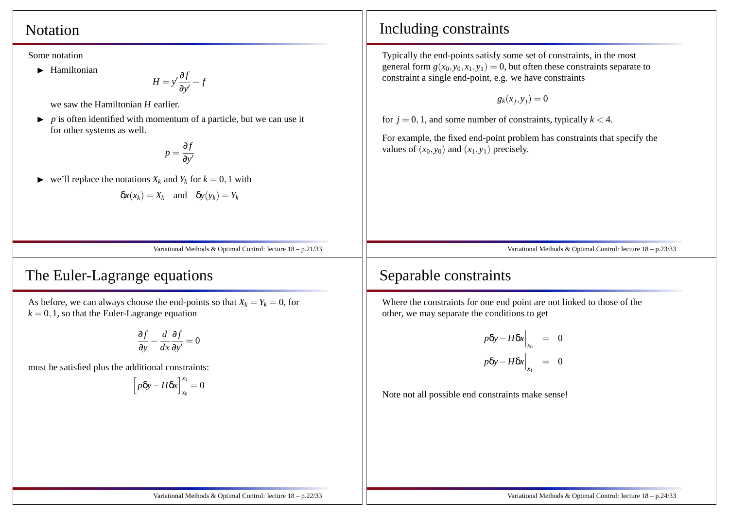## Notation

Some notation

- Hamiltonian

$$H = y' \frac{\partial f}{\partial y'} - f$$

  we saw the Hamiltonian $H$ earlier.

- $p$ is often identified with momentum of a particle, but we can use it for other systems as well.

$$p = \frac{\partial f}{\partial y'}$$

- we'll replace the notations $X_k$ and $Y_k$ for $k = 0, 1$ with

$$\delta x(x_k) = X_k \quad \text{and} \quad \delta y(y_k) = Y_k$$

## The Euler-Lagrange equations

As before, we can always choose the end-points so that $X_k = Y_k = 0$, for $k = 0, 1$, so that the Euler-Lagrange equation

$$\frac{\partial f}{\partial y} - \frac{d}{dx} \frac{\partial f}{\partial y'} = 0$$

must be satisfied plus the additional constraints:

$$\left[ p\delta y - H\delta x \right]_{x_0}^{x_1} = 0$$

## Including constraints

Typically the end-points satisfy some set of constraints, in the most general form $g(x_0, y_0, x_1, y_1) = 0$, but often these constraints separate to constraint a single end-point, e.g. we have constraints

$$g_k(x_j, y_j) = 0$$

for $j = 0, 1$, and some number of constraints, typically $k < 4$.

For example, the fixed end-point problem has constraints that specify the values of $(x_0, y_0)$ and $(x_1, y_1)$ precisely.

## Separable constraints

Where the constraints for one end point are not linked to those of the other, we may separate the conditions to get

$$\begin{aligned} p\delta y - H\delta x \Big|_{x_0} &= 0 \\ p\delta y - H\delta x \Big|_{x_1} &= 0 \end{aligned}$$

Note not all possible end constraints make sense!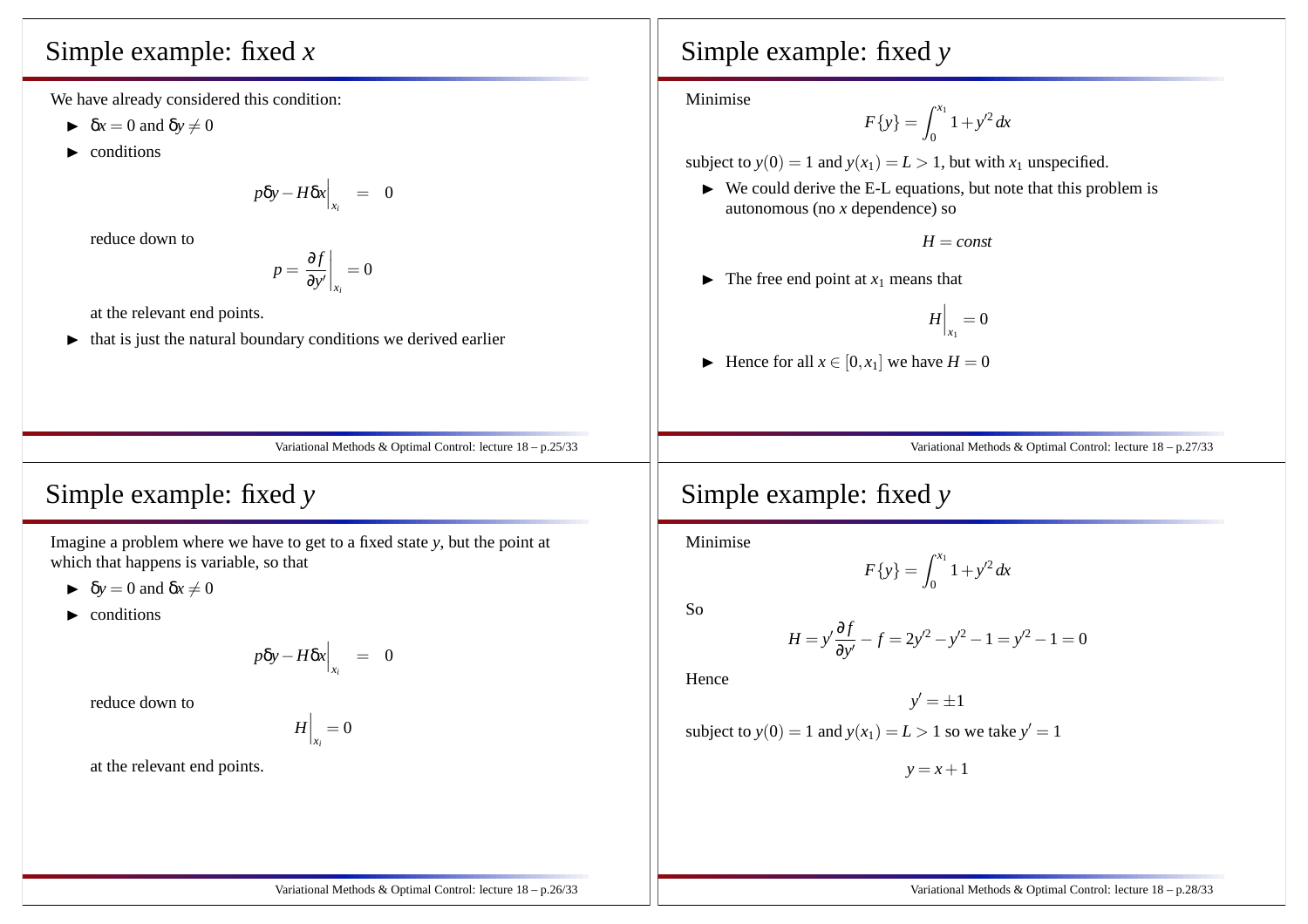## Simple example: fixed $x$

We have already considered this condition:

- $\delta x = 0$ and $\delta y \neq 0$
- conditions

$$p\delta y - H\delta x\Big|_{x_i} \quad = \quad 0$$

  reduce down to

$$p = \frac{\partial f}{\partial y'}\Big|_{x_i} = 0$$

  at the relevant end points.

- that is just the natural boundary conditions we derived earlier

## Simple example: fixed $y$

Imagine a problem where we have to get to a fixed state $y$, but the point at which that happens is variable, so that

- $\delta y = 0$ and $\delta x \neq 0$
- conditions

$$p\delta y - H\delta x\Big|_{x_i} \quad = \quad 0$$

  reduce down to

$$H\Big|_{x_i} = 0$$

  at the relevant end points.

## Simple example: fixed $y$

Minimise

$$F\{y\} = \int_0^{x_1} 1 + y'^2 \, dx$$

subject to $y(0) = 1$ and $y(x_1) = L > 1$, but with $x_1$ unspecified.

- We could derive the E-L equations, but note that this problem is autonomous (no $x$ dependence) so

$$H = const$$

- The free end point at $x_1$ means that

$$H\Big|_{x_1} = 0$$

- Hence for all $x \in [0, x_1]$ we have $H = 0$

## Simple example: fixed $y$

Minimise

$$F\{y\} = \int_0^{x_1} 1 + y'^2 \, dx$$

So

$$H = y'\frac{\partial f}{\partial y'} - f = 2y'^2 - y'^2 - 1 = y'^2 - 1 = 0$$

Hence

$$y' = \pm 1$$

subject to $y(0) = 1$ and $y(x_1) = L > 1$ so we take $y' = 1$

$$y = x + 1$$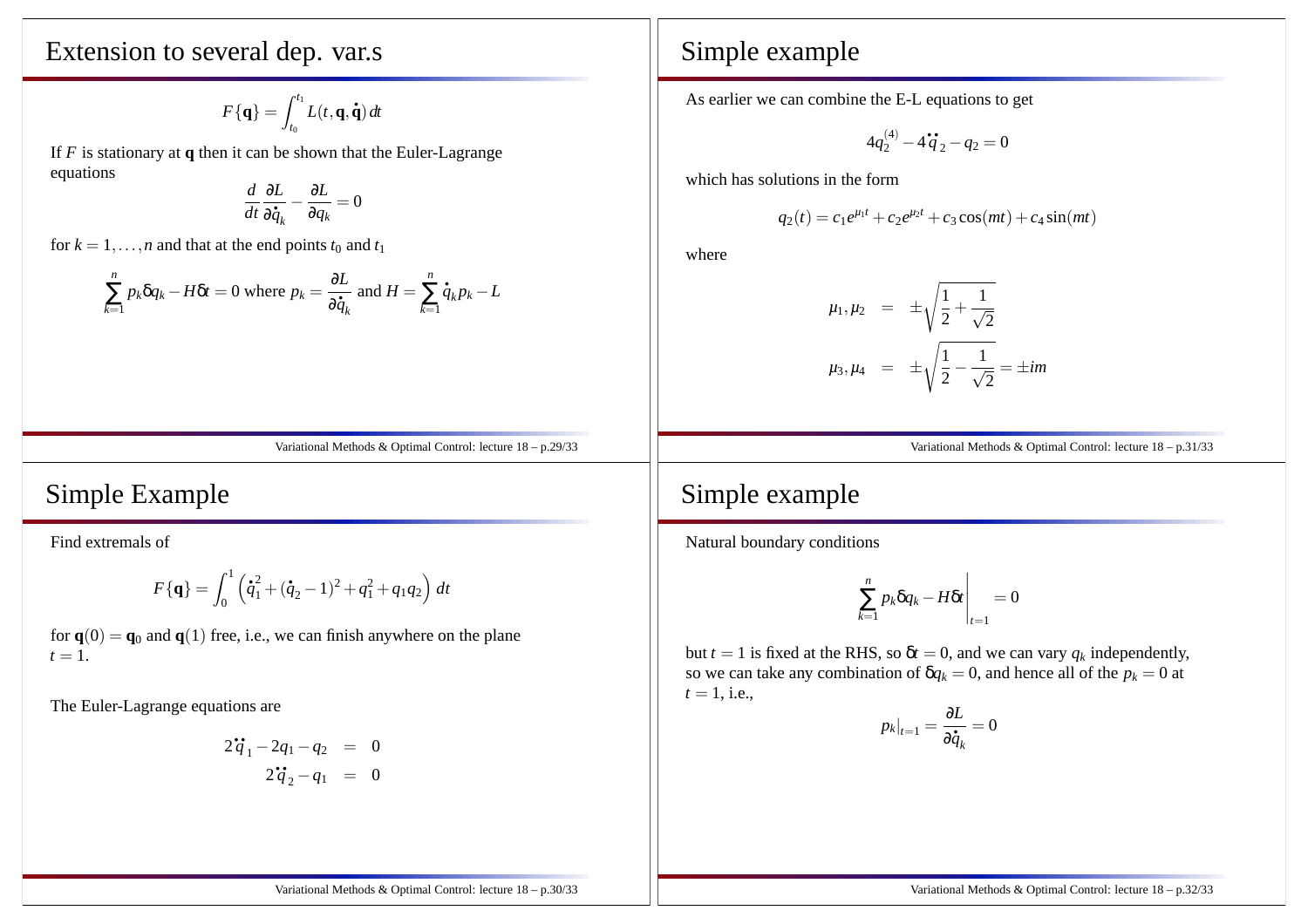## Extension to several dep. var.s

$$F\{\mathbf{q}\} = \int_{t_0}^{t_1} L(t, \mathbf{q}, \dot{\mathbf{q}})\, dt$$

If $F$ is stationary at $\mathbf{q}$ then it can be shown that the Euler-Lagrange equations

$$\frac{d}{dt}\frac{\partial L}{\partial \dot{q}_k} - \frac{\partial L}{\partial q_k} = 0$$

for $k = 1, \ldots, n$ and that at the end points $t_0$ and $t_1$

$$\sum_{k=1}^{n} p_k \delta q_k - H\delta t = 0 \text{ where } p_k = \frac{\partial L}{\partial \dot{q}_k} \text{ and } H = \sum_{k=1}^{n} \dot{q}_k p_k - L$$

## Simple Example

Find extremals of

$$F\{\mathbf{q}\} = \int_0^1 \left( \dot{q}_1^2 + (\dot{q}_2 - 1)^2 + q_1^2 + q_1 q_2 \right) dt$$

for $\mathbf{q}(0) = \mathbf{q}_0$ and $\mathbf{q}(1)$ free, i.e., we can finish anywhere on the plane $t = 1$.

The Euler-Lagrange equations are

$$\begin{aligned} 2\ddot{q}_1 - 2q_1 - q_2 &= 0 \\ 2\ddot{q}_2 - q_1 &= 0 \end{aligned}$$

## Simple example

As earlier we can combine the E-L equations to get

$$4q_2^{(4)} - 4\ddot{q}_2 - q_2 = 0$$

which has solutions in the form

$$q_2(t) = c_1 e^{\mu_1 t} + c_2 e^{\mu_2 t} + c_3 \cos(mt) + c_4 \sin(mt)$$

where

$$\begin{aligned} \mu_1, \mu_2 &= \pm\sqrt{\frac{1}{2} + \frac{1}{\sqrt{2}}} \\ \mu_3, \mu_4 &= \pm\sqrt{\frac{1}{2} - \frac{1}{\sqrt{2}}} = \pm im \end{aligned}$$

## Simple example

Natural boundary conditions

$$\left. \sum_{k=1}^{n} p_k \delta q_k - H\delta t \right|_{t=1} = 0$$

but $t = 1$ is fixed at the RHS, so $\delta t = 0$, and we can vary $q_k$ independently, so we can take any combination of $\delta q_k = 0$, and hence all of the $p_k = 0$ at $t = 1$, i.e.,

$$p_k|_{t=1} = \frac{\partial L}{\partial \dot{q}_k} = 0$$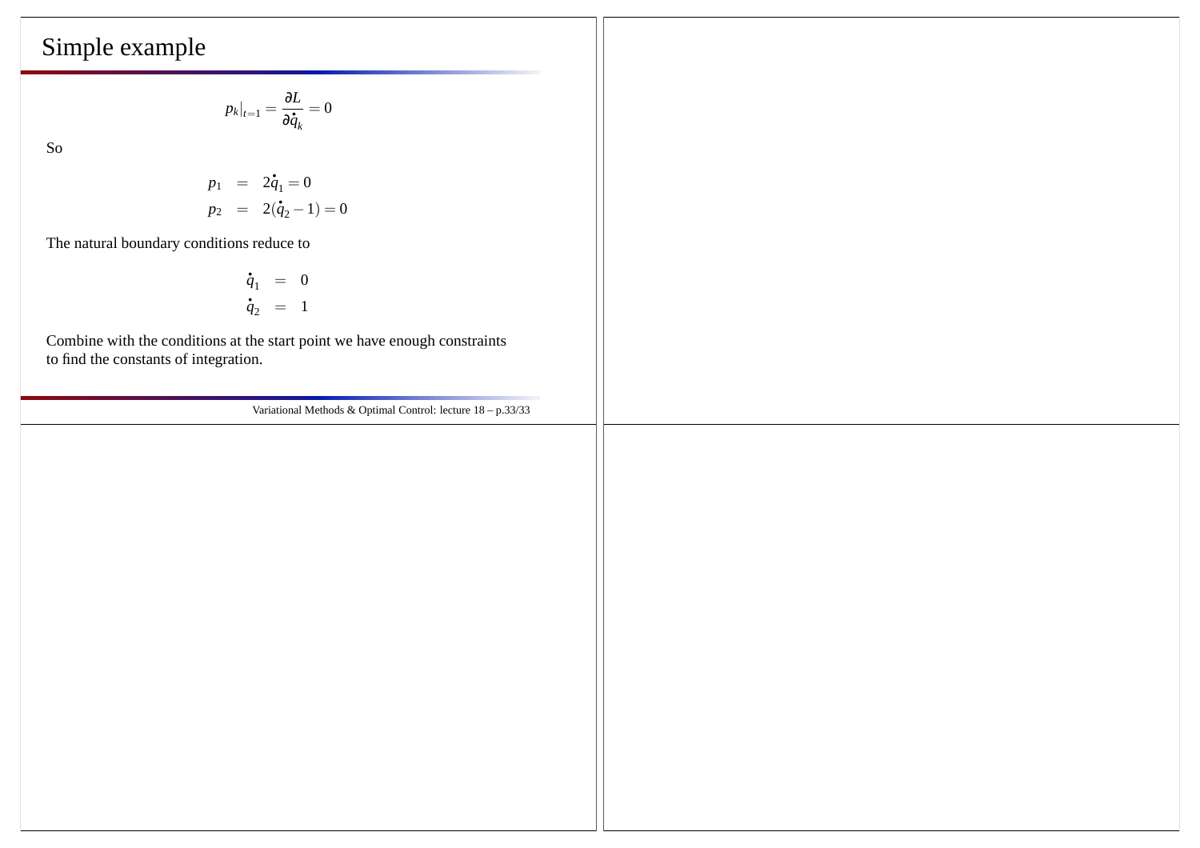# Simple example

$$p_k|_{t=1} = \frac{\partial L}{\partial \dot{q}_k} = 0$$

So

$$\begin{aligned} p_1 &= 2\dot{q}_1 = 0 \\ p_2 &= 2(\dot{q}_2 - 1) = 0 \end{aligned}$$

The natural boundary conditions reduce to

$$\begin{aligned} \dot{q}_1 &= 0 \\ \dot{q}_2 &= 1 \end{aligned}$$

Combine with the conditions at the start point we have enough constraints to find the constants of integration.